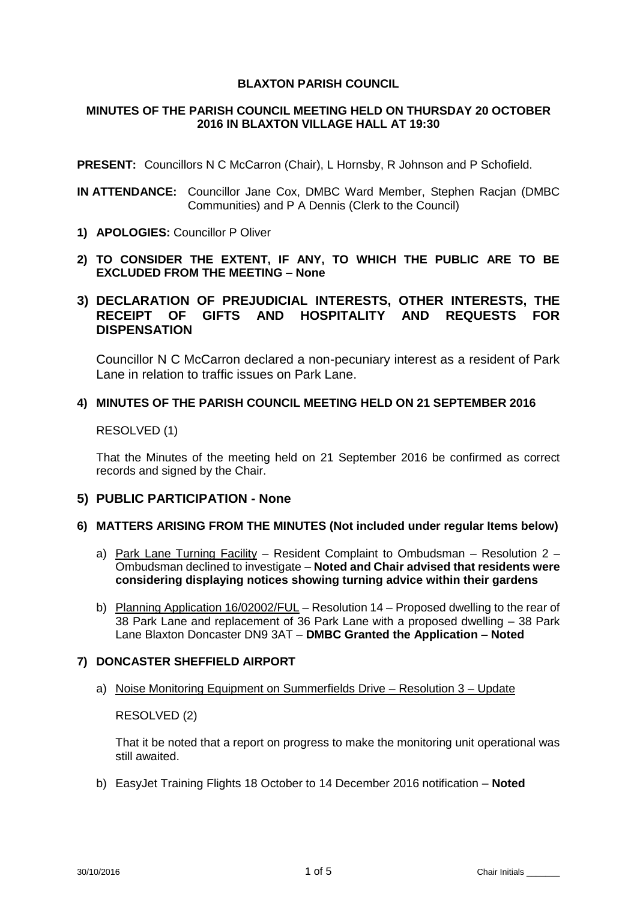# BLAXTON PARISH COUNCIL

## MINUTES OF THE PARISH COUNCIL MEETING HELD ON THURSDAY 20 OCTOBER 2016 IN BLAXTON VILLAGE HALL AT 19:30

**PRESENT:** Councillors N C McCarron (Chair), L Hornsby, R Johnson and P Schofield.

**IN ATTENDANCE:** Councillor Jane Cox, DMBC Ward Member, Stephen Racjan (DMBC Communities) and P A Dennis (Clerk to the Council)

**1) APOLOGIES:** Councillor P Oliver

**2) TO CONSIDER THE EXTENT, IF ANY, TO WHICH THE PUBLIC ARE TO BE EXCLUDED FROM THE MEETING – None**

**3) DECLARATION OF PREJUDICIAL INTERESTS, OTHER INTERESTS, THE RECEIPT OF GIFTS AND HOSPITALITY AND REQUESTS FOR DISPENSATION**

Councillor N C McCarron declared a non-pecuniary interest as a resident of Park Lane in relation to traffic issues on Park Lane.

**4) MINUTES OF THE PARISH COUNCIL MEETING HELD ON 21 SEPTEMBER 2016**

RESOLVED (1)

That the Minutes of the meeting held on 21 September 2016 be confirmed as correct records and signed by the Chair.

**5) PUBLIC PARTICIPATION - None**

**6) MATTERS ARISING FROM THE MINUTES (Not included under regular Items below)**

a) Park Lane Turning Facility – Resident Complaint to Ombudsman – Resolution 2 – Ombudsman declined to investigate – **Noted and Chair advised that residents were considering displaying notices showing turning advice within their gardens**

b) Planning Application 16/02002/FUL – Resolution 14 – Proposed dwelling to the rear of 38 Park Lane and replacement of 36 Park Lane with a proposed dwelling – 38 Park Lane Blaxton Doncaster DN9 3AT – **DMBC Granted the Application – Noted**

**7) DONCASTER SHEFFIELD AIRPORT**

a) Noise Monitoring Equipment on Summerfields Drive – Resolution 3 – Update

RESOLVED (2)

That it be noted that a report on progress to make the monitoring unit operational was still awaited.

b) EasyJet Training Flights 18 October to 14 December 2016 notification – **Noted**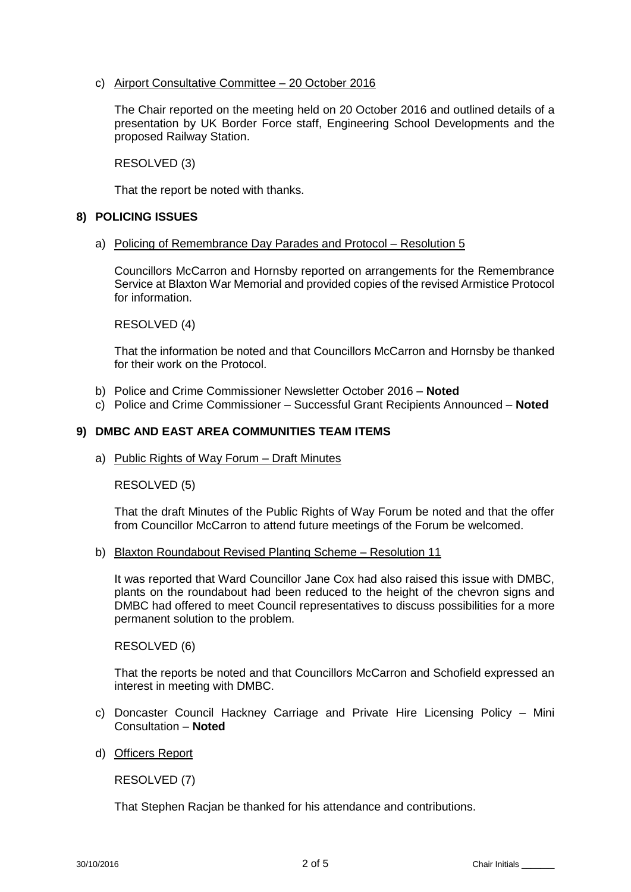c) Airport Consultative Committee – 20 October 2016

The Chair reported on the meeting held on 20 October 2016 and outlined details of a presentation by UK Border Force staff, Engineering School Developments and the proposed Railway Station.

RESOLVED (3)

That the report be noted with thanks.

## 8) POLICING ISSUES

a) Policing of Remembrance Day Parades and Protocol – Resolution 5

Councillors McCarron and Hornsby reported on arrangements for the Remembrance Service at Blaxton War Memorial and provided copies of the revised Armistice Protocol for information.

RESOLVED (4)

That the information be noted and that Councillors McCarron and Hornsby be thanked for their work on the Protocol.

b) Police and Crime Commissioner Newsletter October 2016 – **Noted**
c) Police and Crime Commissioner – Successful Grant Recipients Announced – **Noted**

## 9) DMBC AND EAST AREA COMMUNITIES TEAM ITEMS

a) Public Rights of Way Forum – Draft Minutes

RESOLVED (5)

That the draft Minutes of the Public Rights of Way Forum be noted and that the offer from Councillor McCarron to attend future meetings of the Forum be welcomed.

b) Blaxton Roundabout Revised Planting Scheme – Resolution 11

It was reported that Ward Councillor Jane Cox had also raised this issue with DMBC, plants on the roundabout had been reduced to the height of the chevron signs and DMBC had offered to meet Council representatives to discuss possibilities for a more permanent solution to the problem.

RESOLVED (6)

That the reports be noted and that Councillors McCarron and Schofield expressed an interest in meeting with DMBC.

c) Doncaster Council Hackney Carriage and Private Hire Licensing Policy – Mini Consultation – **Noted**

d) Officers Report

RESOLVED (7)

That Stephen Racjan be thanked for his attendance and contributions.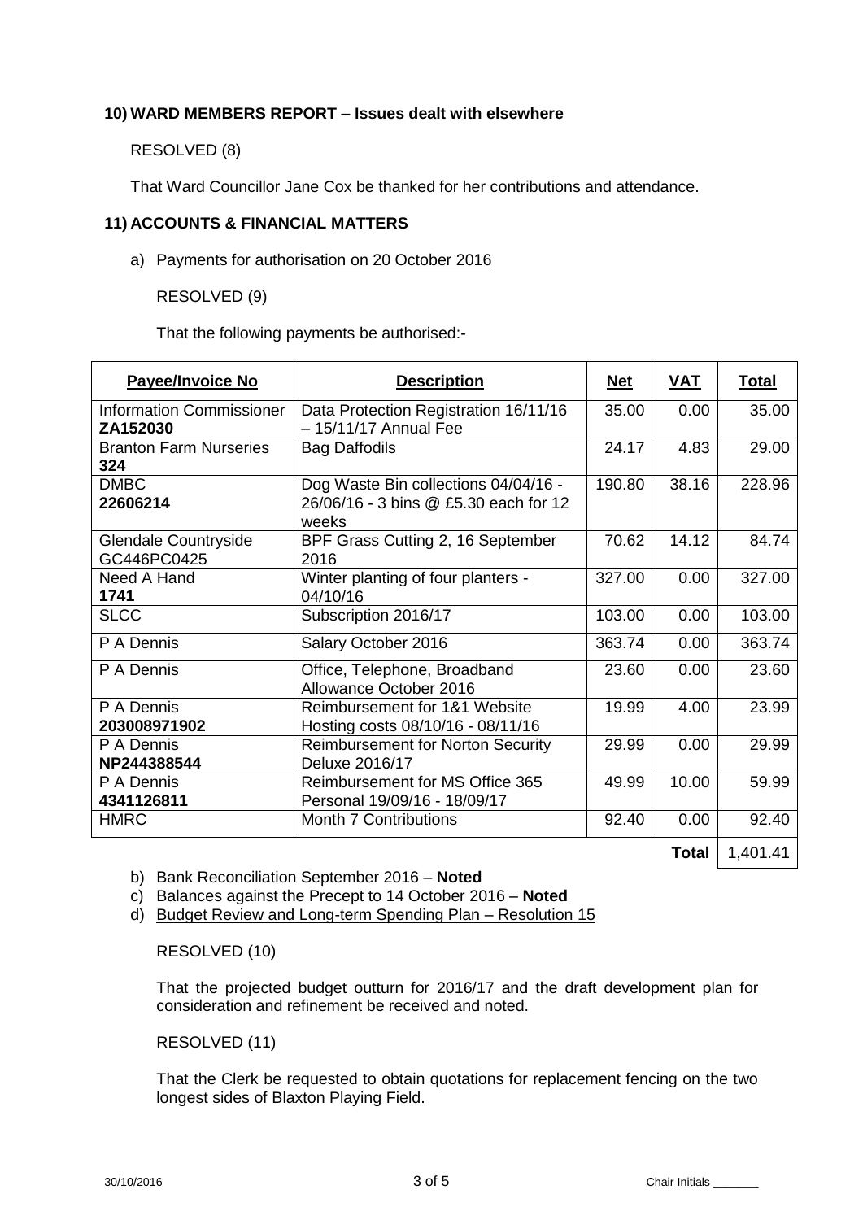## 10) WARD MEMBERS REPORT – Issues dealt with elsewhere

RESOLVED (8)

That Ward Councillor Jane Cox be thanked for her contributions and attendance.

## 11) ACCOUNTS & FINANCIAL MATTERS

a) Payments for authorisation on 20 October 2016

RESOLVED (9)

That the following payments be authorised:-

| Payee/Invoice No | Description | Net | VAT | Total |
|---|---|---|---|---|
| Information Commissioner **ZA152030** | Data Protection Registration 16/11/16 – 15/11/17 Annual Fee | 35.00 | 0.00 | 35.00 |
| Branton Farm Nurseries **324** | Bag Daffodils | 24.17 | 4.83 | 29.00 |
| DMBC **22606214** | Dog Waste Bin collections 04/04/16 - 26/06/16 - 3 bins @ £5.30 each for 12 weeks | 190.80 | 38.16 | 228.96 |
| Glendale Countryside GC446PC0425 | BPF Grass Cutting 2, 16 September 2016 | 70.62 | 14.12 | 84.74 |
| Need A Hand **1741** | Winter planting of four planters - 04/10/16 | 327.00 | 0.00 | 327.00 |
| SLCC | Subscription 2016/17 | 103.00 | 0.00 | 103.00 |
| P A Dennis | Salary October 2016 | 363.74 | 0.00 | 363.74 |
| P A Dennis | Office, Telephone, Broadband Allowance October 2016 | 23.60 | 0.00 | 23.60 |
| P A Dennis **203008971902** | Reimbursement for 1&1 Website Hosting costs 08/10/16 - 08/11/16 | 19.99 | 4.00 | 23.99 |
| P A Dennis **NP244388544** | Reimbursement for Norton Security Deluxe 2016/17 | 29.99 | 0.00 | 29.99 |
| P A Dennis **4341126811** | Reimbursement for MS Office 365 Personal 19/09/16 - 18/09/17 | 49.99 | 10.00 | 59.99 |
| HMRC | Month 7 Contributions | 92.40 | 0.00 | 92.40 |
| | | | **Total** | 1,401.41 |

b) Bank Reconciliation September 2016 – **Noted**

c) Balances against the Precept to 14 October 2016 – **Noted**

d) Budget Review and Long-term Spending Plan – Resolution 15

RESOLVED (10)

That the projected budget outturn for 2016/17 and the draft development plan for consideration and refinement be received and noted.

RESOLVED (11)

That the Clerk be requested to obtain quotations for replacement fencing on the two longest sides of Blaxton Playing Field.

30/10/2016 Chair Initials _______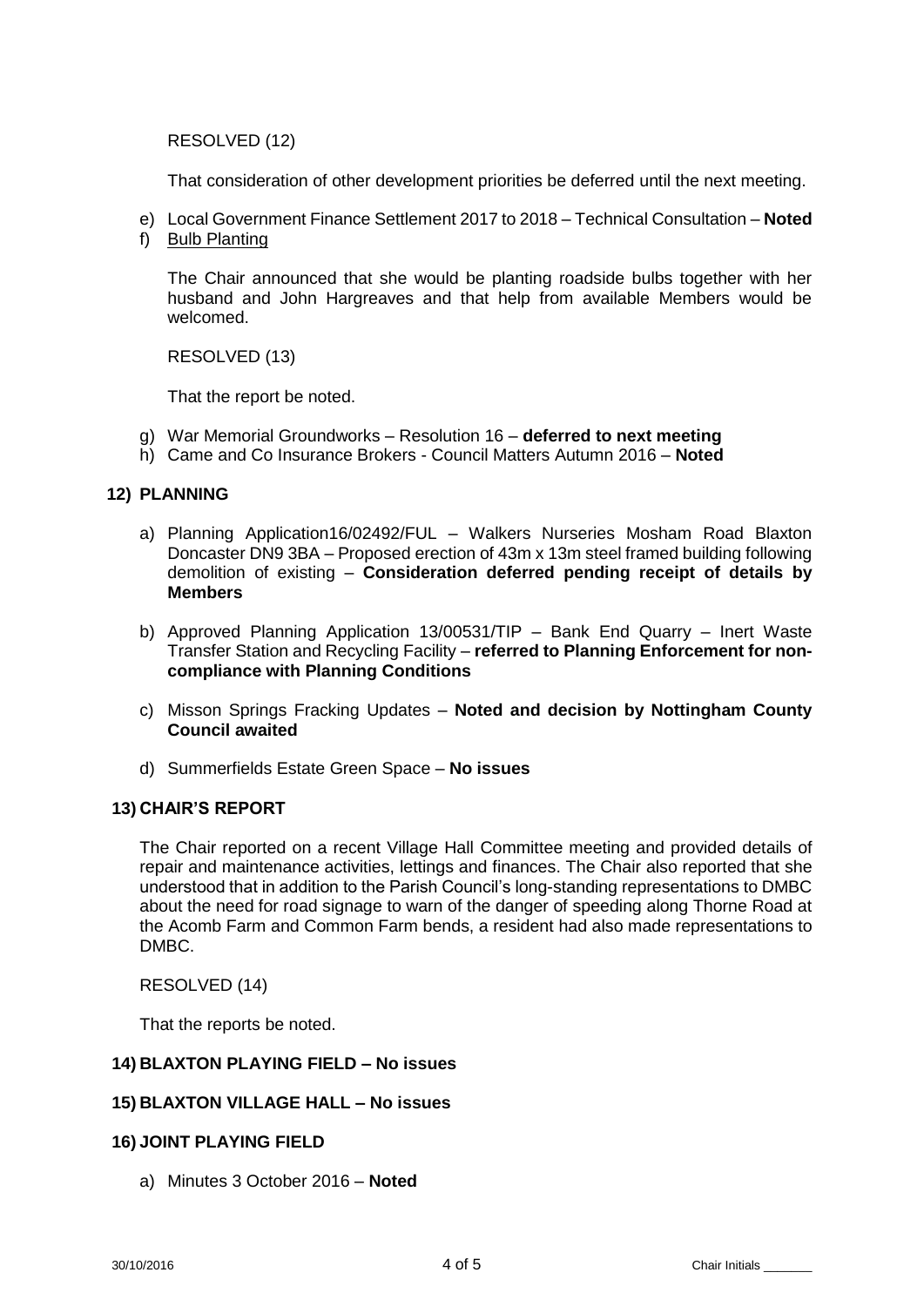RESOLVED (12)

That consideration of other development priorities be deferred until the next meeting.

e) Local Government Finance Settlement 2017 to 2018 – Technical Consultation – **Noted**
f) Bulb Planting

The Chair announced that she would be planting roadside bulbs together with her husband and John Hargreaves and that help from available Members would be welcomed.

RESOLVED (13)

That the report be noted.

g) War Memorial Groundworks – Resolution 16 – **deferred to next meeting**
h) Came and Co Insurance Brokers - Council Matters Autumn 2016 – **Noted**

## 12) PLANNING

a) Planning Application16/02492/FUL – Walkers Nurseries Mosham Road Blaxton Doncaster DN9 3BA – Proposed erection of 43m x 13m steel framed building following demolition of existing – **Consideration deferred pending receipt of details by Members**

b) Approved Planning Application 13/00531/TIP – Bank End Quarry – Inert Waste Transfer Station and Recycling Facility – **referred to Planning Enforcement for non-compliance with Planning Conditions**

c) Misson Springs Fracking Updates – **Noted and decision by Nottingham County Council awaited**

d) Summerfields Estate Green Space – **No issues**

## 13) CHAIR'S REPORT

The Chair reported on a recent Village Hall Committee meeting and provided details of repair and maintenance activities, lettings and finances. The Chair also reported that she understood that in addition to the Parish Council's long-standing representations to DMBC about the need for road signage to warn of the danger of speeding along Thorne Road at the Acomb Farm and Common Farm bends, a resident had also made representations to DMBC.

RESOLVED (14)

That the reports be noted.

## 14) BLAXTON PLAYING FIELD – No issues

## 15) BLAXTON VILLAGE HALL – No issues

## 16) JOINT PLAYING FIELD

a) Minutes 3 October 2016 – **Noted**

30/10/2016 Chair Initials _______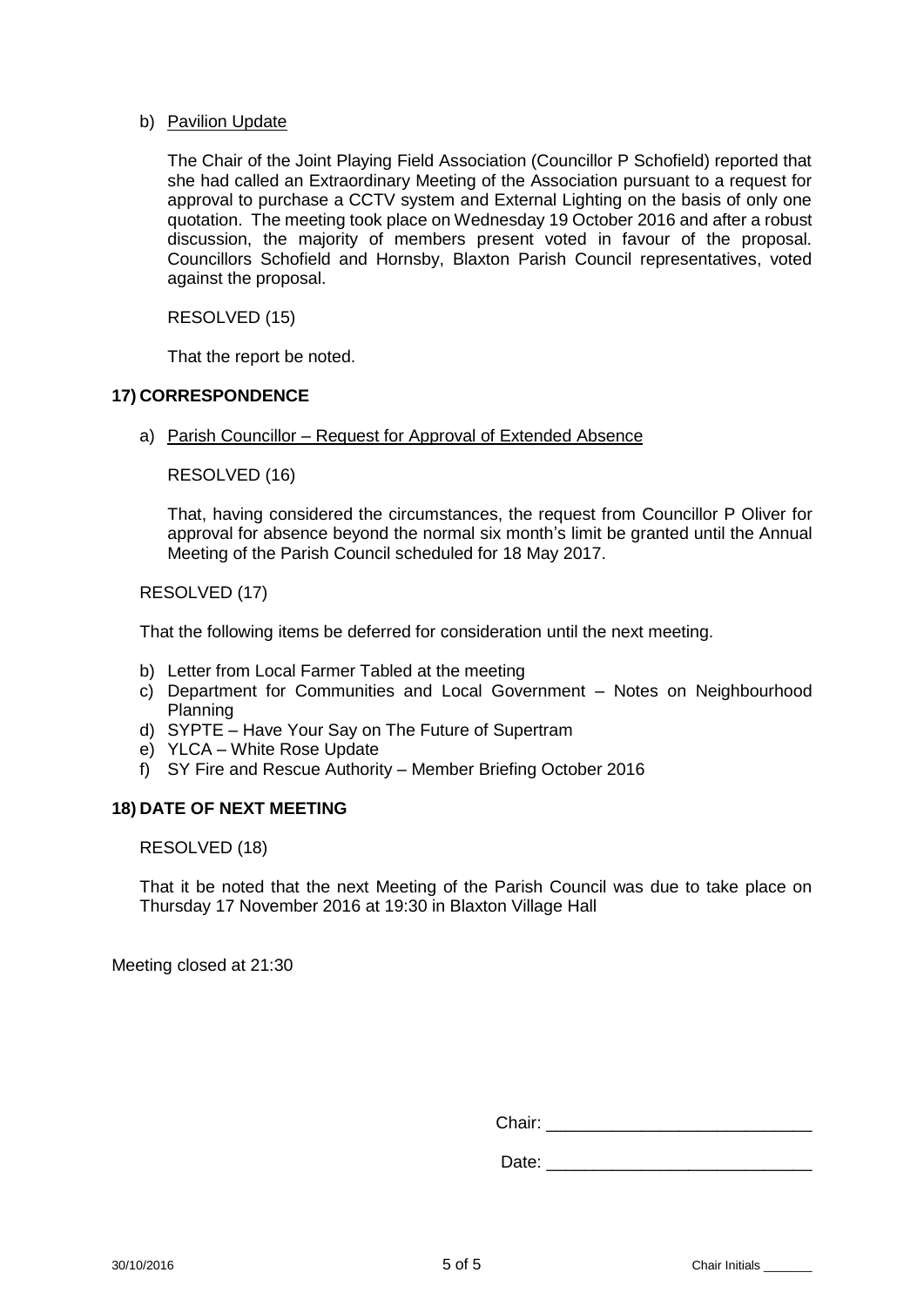b) Pavilion Update

The Chair of the Joint Playing Field Association (Councillor P Schofield) reported that she had called an Extraordinary Meeting of the Association pursuant to a request for approval to purchase a CCTV system and External Lighting on the basis of only one quotation. The meeting took place on Wednesday 19 October 2016 and after a robust discussion, the majority of members present voted in favour of the proposal. Councillors Schofield and Hornsby, Blaxton Parish Council representatives, voted against the proposal.

RESOLVED (15)

That the report be noted.

## 17) CORRESPONDENCE

a) Parish Councillor – Request for Approval of Extended Absence

RESOLVED (16)

That, having considered the circumstances, the request from Councillor P Oliver for approval for absence beyond the normal six month's limit be granted until the Annual Meeting of the Parish Council scheduled for 18 May 2017.

RESOLVED (17)

That the following items be deferred for consideration until the next meeting.

b) Letter from Local Farmer Tabled at the meeting
c) Department for Communities and Local Government – Notes on Neighbourhood Planning
d) SYPTE – Have Your Say on The Future of Supertram
e) YLCA – White Rose Update
f) SY Fire and Rescue Authority – Member Briefing October 2016

## 18) DATE OF NEXT MEETING

RESOLVED (18)

That it be noted that the next Meeting of the Parish Council was due to take place on Thursday 17 November 2016 at 19:30 in Blaxton Village Hall

Meeting closed at 21:30

Chair: ___________________________

Date: ___________________________

Chair Initials _______